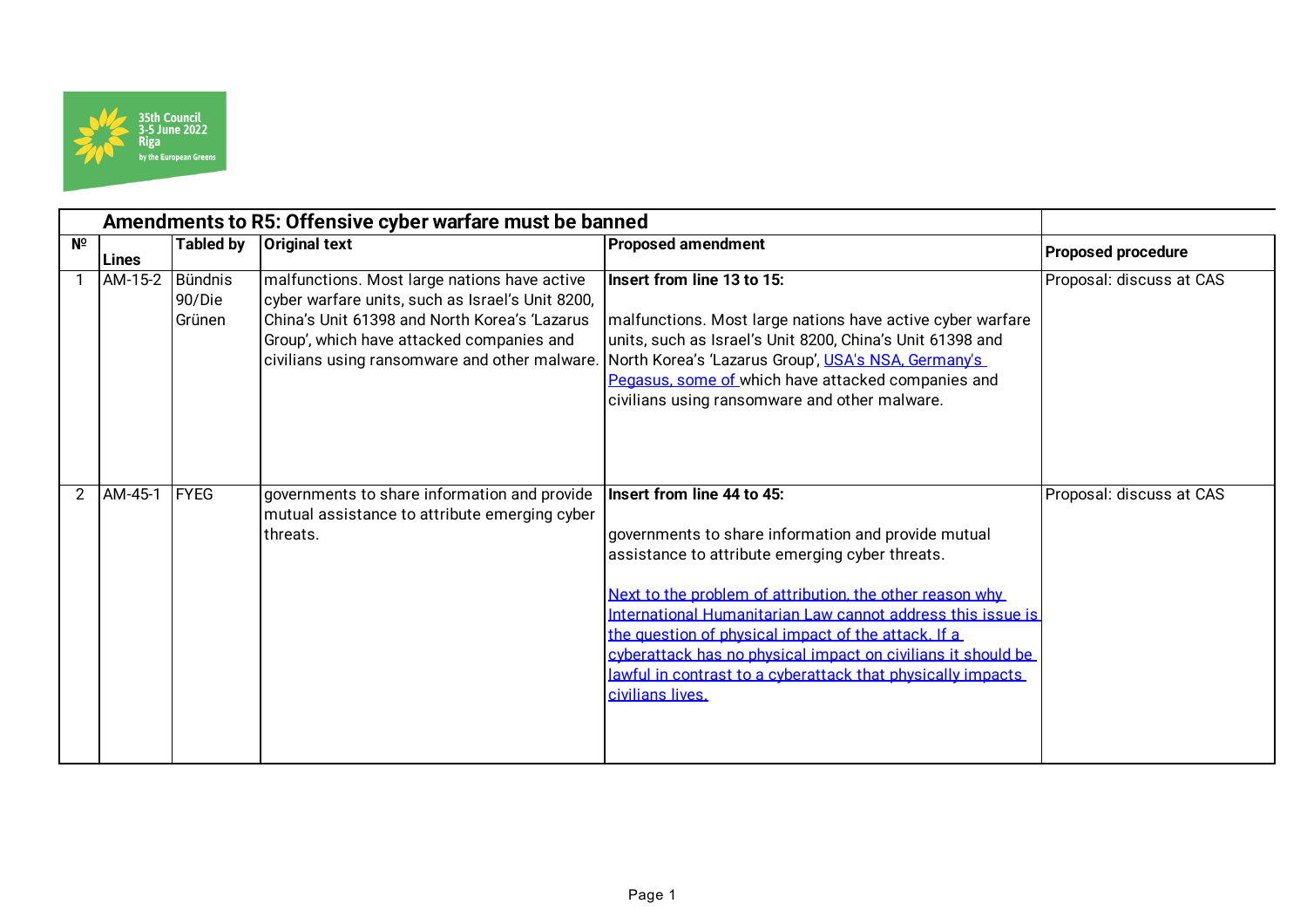35th Council
3-5 June 2022
Riga
by the European Greens

## Amendments to R5: Offensive cyber warfare must be banned

| № | Lines | Tabled by | Original text | Proposed amendment | Proposed procedure |
|---|---|---|---|---|---|
| 1 | AM-15-2 | Bündnis 90/Die Grünen | malfunctions. Most large nations have active cyber warfare units, such as Israel's Unit 8200, China's Unit 61398 and North Korea's 'Lazarus Group', which have attacked companies and civilians using ransomware and other malware. | **Insert from line 13 to 15:**<br><br>malfunctions. Most large nations have active cyber warfare units, such as Israel's Unit 8200, China's Unit 61398 and North Korea's 'Lazarus Group', USA's NSA, Germany's Pegasus, some of which have attacked companies and civilians using ransomware and other malware. | Proposal: discuss at CAS |
| 2 | AM-45-1 | FYEG | governments to share information and provide mutual assistance to attribute emerging cyber threats. | **Insert from line 44 to 45:**<br><br>governments to share information and provide mutual assistance to attribute emerging cyber threats.<br><br>Next to the problem of attribution, the other reason why International Humanitarian Law cannot address this issue is the question of physical impact of the attack. If a cyberattack has no physical impact on civilians it should be lawful in contrast to a cyberattack that physically impacts civilians lives. | Proposal: discuss at CAS |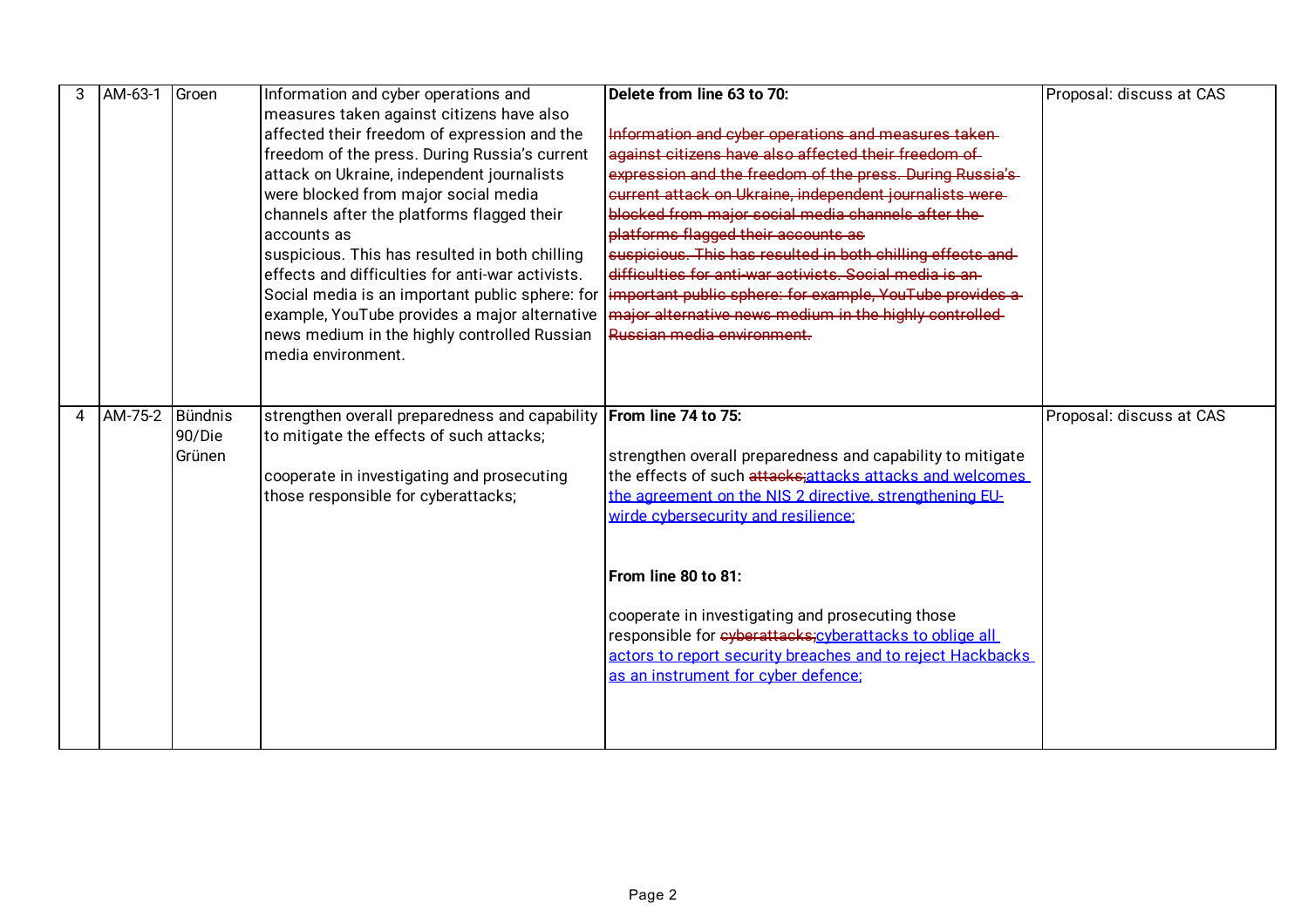| | | | | | |
|---|---|---|---|---|---|
| 3 | AM-63-1 | Groen | Information and cyber operations and measures taken against citizens have also affected their freedom of expression and the freedom of the press. During Russia's current attack on Ukraine, independent journalists were blocked from major social media channels after the platforms flagged their accounts as suspicious. This has resulted in both chilling effects and difficulties for anti-war activists. Social media is an important public sphere: for example, YouTube provides a major alternative news medium in the highly controlled Russian media environment. | **Delete from line 63 to 70:** ~~Information and cyber operations and measures taken against citizens have also affected their freedom of expression and the freedom of the press. During Russia's current attack on Ukraine, independent journalists were blocked from major social media channels after the platforms flagged their accounts as suspicious. This has resulted in both chilling effects and difficulties for anti-war activists. Social media is an important public sphere: for example, YouTube provides a major alternative news medium in the highly controlled Russian media environment.~~ | Proposal: discuss at CAS |
| 4 | AM-75-2 | Bündnis 90/Die Grünen | strengthen overall preparedness and capability to mitigate the effects of such attacks;<br><br>cooperate in investigating and prosecuting those responsible for cyberattacks; | **From line 74 to 75:**<br><br>strengthen overall preparedness and capability to mitigate the effects of such ~~attacks;~~attacks attacks and welcomes the agreement on the NIS 2 directive, strengthening EU-wirde cybersecurity and resilience;<br><br>**From line 80 to 81:**<br><br>cooperate in investigating and prosecuting those responsible for ~~cyberattacks;~~cyberattacks to oblige all actors to report security breaches and to reject Hackbacks as an instrument for cyber defence; | Proposal: discuss at CAS |